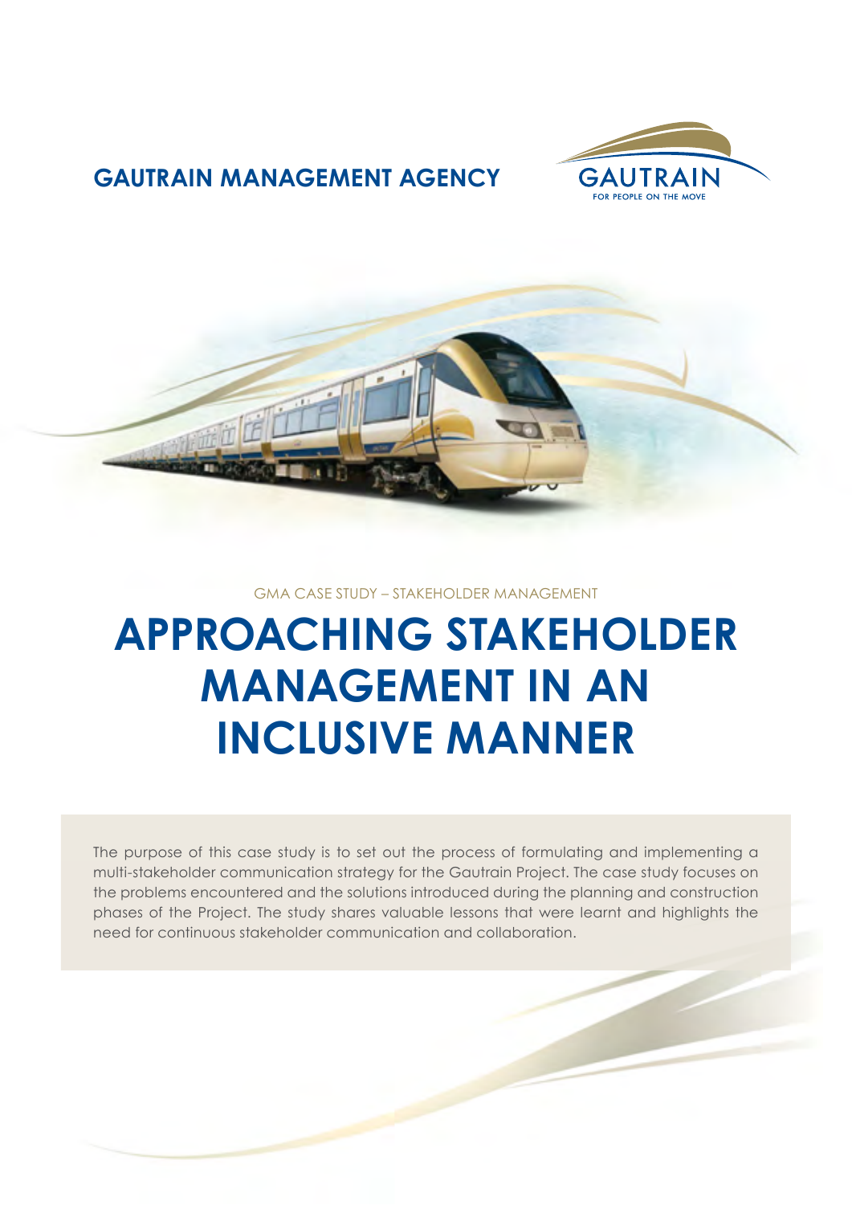**GAUTRAIN MANAGEMENT AGENCY**

GAUTRAIN
FOR PEOPLE ON THE MOVE

GMA CASE STUDY – STAKEHOLDER MANAGEMENT

# APPROACHING STAKEHOLDER MANAGEMENT IN AN INCLUSIVE MANNER

The purpose of this case study is to set out the process of formulating and implementing a multi-stakeholder communication strategy for the Gautrain Project. The case study focuses on the problems encountered and the solutions introduced during the planning and construction phases of the Project. The study shares valuable lessons that were learnt and highlights the need for continuous stakeholder communication and collaboration.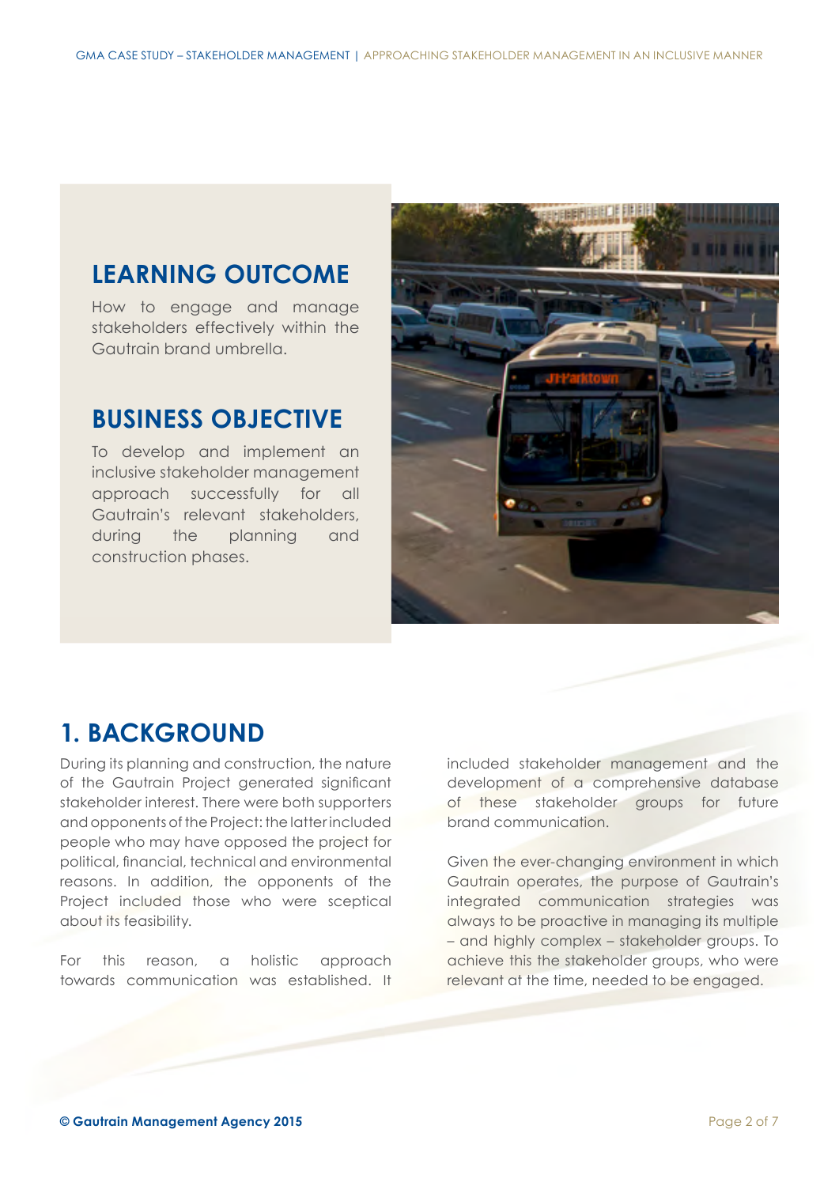## LEARNING OUTCOME

How to engage and manage stakeholders effectively within the Gautrain brand umbrella.

## BUSINESS OBJECTIVE

To develop and implement an inclusive stakeholder management approach successfully for all Gautrain's relevant stakeholders, during the planning and construction phases.

# 1. BACKGROUND

During its planning and construction, the nature of the Gautrain Project generated significant stakeholder interest. There were both supporters and opponents of the Project: the latter included people who may have opposed the project for political, financial, technical and environmental reasons. In addition, the opponents of the Project included those who were sceptical about its feasibility.

For this reason, a holistic approach towards communication was established. It included stakeholder management and the development of a comprehensive database of these stakeholder groups for future brand communication.

Given the ever-changing environment in which Gautrain operates, the purpose of Gautrain's integrated communication strategies was always to be proactive in managing its multiple – and highly complex – stakeholder groups. To achieve this the stakeholder groups, who were relevant at the time, needed to be engaged.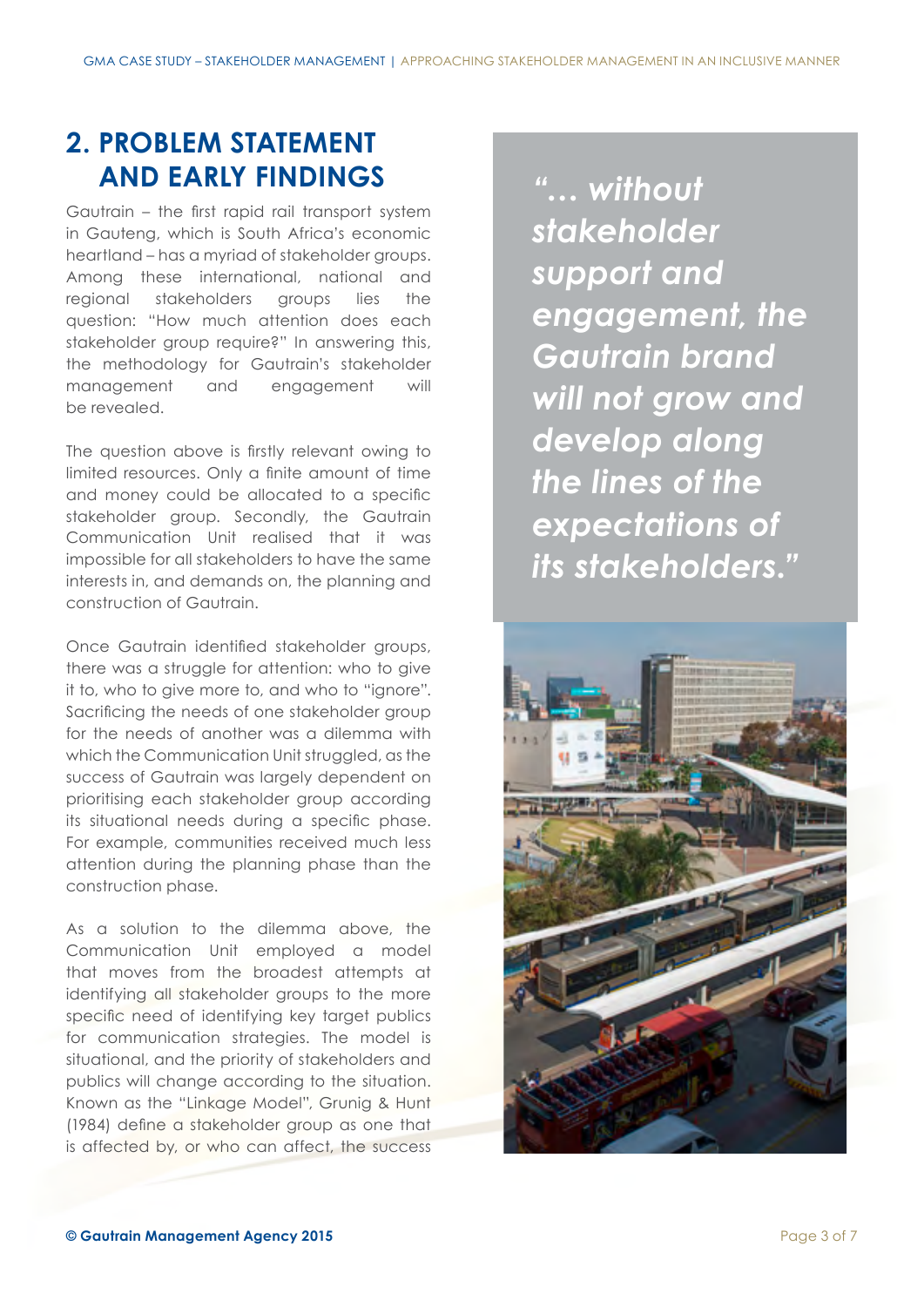## 2. PROBLEM STATEMENT AND EARLY FINDINGS

Gautrain – the first rapid rail transport system in Gauteng, which is South Africa's economic heartland – has a myriad of stakeholder groups. Among these international, national and regional stakeholders groups lies the question: "How much attention does each stakeholder group require?" In answering this, the methodology for Gautrain's stakeholder management and engagement will be revealed.

The question above is firstly relevant owing to limited resources. Only a finite amount of time and money could be allocated to a specific stakeholder group. Secondly, the Gautrain Communication Unit realised that it was impossible for all stakeholders to have the same interests in, and demands on, the planning and construction of Gautrain.

Once Gautrain identified stakeholder groups, there was a struggle for attention: who to give it to, who to give more to, and who to "ignore". Sacrificing the needs of one stakeholder group for the needs of another was a dilemma with which the Communication Unit struggled, as the success of Gautrain was largely dependent on prioritising each stakeholder group according its situational needs during a specific phase. For example, communities received much less attention during the planning phase than the construction phase.

As a solution to the dilemma above, the Communication Unit employed a model that moves from the broadest attempts at identifying all stakeholder groups to the more specific need of identifying key target publics for communication strategies. The model is situational, and the priority of stakeholders and publics will change according to the situation. Known as the "Linkage Model", Grunig & Hunt (1984) define a stakeholder group as one that is affected by, or who can affect, the success

> *"... without stakeholder support and engagement, the Gautrain brand will not grow and develop along the lines of the expectations of its stakeholders."*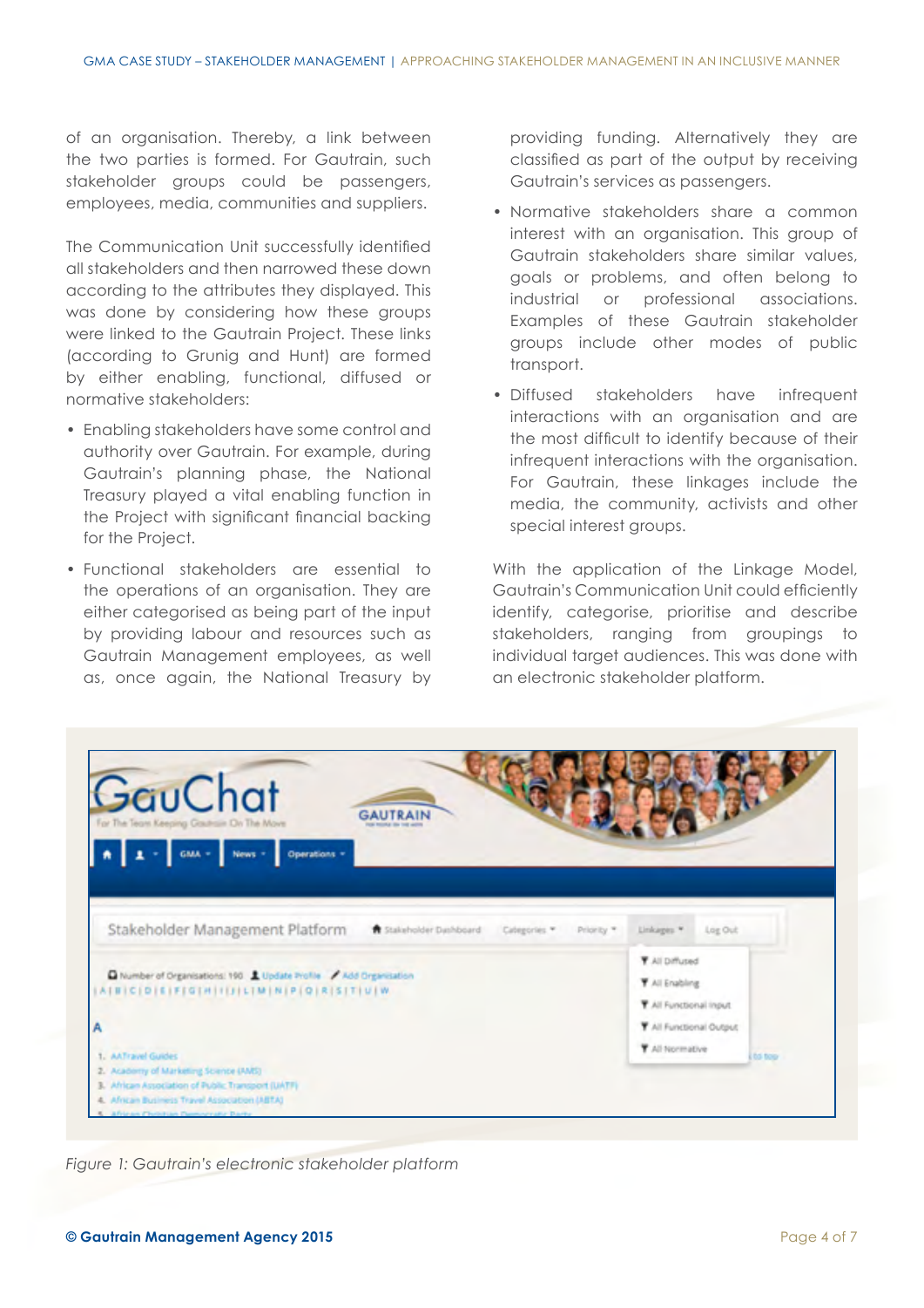of an organisation. Thereby, a link between the two parties is formed. For Gautrain, such stakeholder groups could be passengers, employees, media, communities and suppliers.

The Communication Unit successfully identified all stakeholders and then narrowed these down according to the attributes they displayed. This was done by considering how these groups were linked to the Gautrain Project. These links (according to Grunig and Hunt) are formed by either enabling, functional, diffused or normative stakeholders:

- Enabling stakeholders have some control and authority over Gautrain. For example, during Gautrain's planning phase, the National Treasury played a vital enabling function in the Project with significant financial backing for the Project.
- Functional stakeholders are essential to the operations of an organisation. They are either categorised as being part of the input by providing labour and resources such as Gautrain Management employees, as well as, once again, the National Treasury by providing funding. Alternatively they are classified as part of the output by receiving Gautrain's services as passengers.
- Normative stakeholders share a common interest with an organisation. This group of Gautrain stakeholders share similar values, goals or problems, and often belong to industrial or professional associations. Examples of these Gautrain stakeholder groups include other modes of public transport.
- Diffused stakeholders have infrequent interactions with an organisation and are the most difficult to identify because of their infrequent interactions with the organisation. For Gautrain, these linkages include the media, the community, activists and other special interest groups.

With the application of the Linkage Model, Gautrain's Communication Unit could efficiently identify, categorise, prioritise and describe stakeholders, ranging from groupings to individual target audiences. This was done with an electronic stakeholder platform.

*Figure 1: Gautrain's electronic stakeholder platform*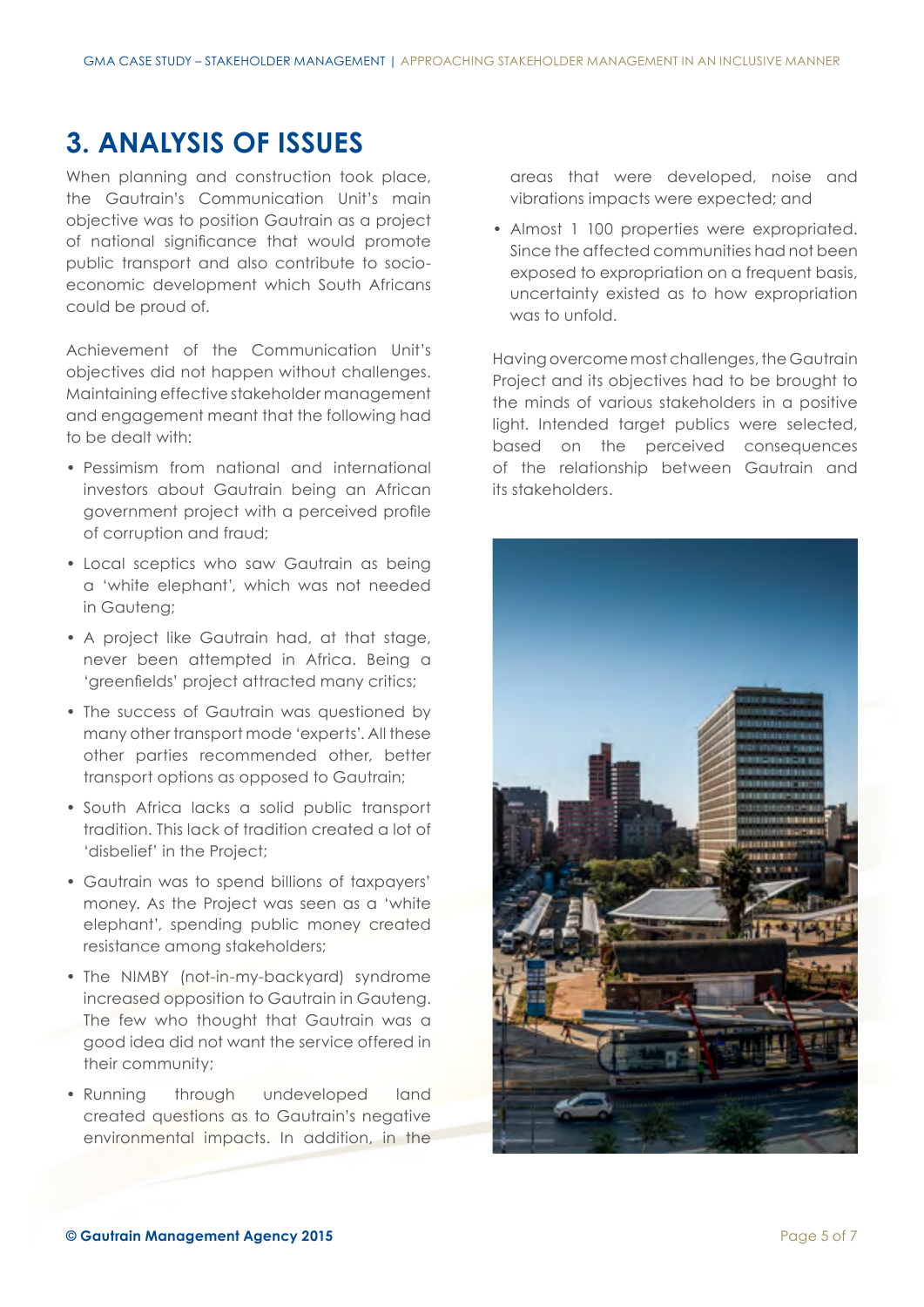# 3. ANALYSIS OF ISSUES

When planning and construction took place, the Gautrain's Communication Unit's main objective was to position Gautrain as a project of national significance that would promote public transport and also contribute to socio-economic development which South Africans could be proud of.

Achievement of the Communication Unit's objectives did not happen without challenges. Maintaining effective stakeholder management and engagement meant that the following had to be dealt with:

- Pessimism from national and international investors about Gautrain being an African government project with a perceived profile of corruption and fraud;
- Local sceptics who saw Gautrain as being a 'white elephant', which was not needed in Gauteng;
- A project like Gautrain had, at that stage, never been attempted in Africa. Being a 'greenfields' project attracted many critics;
- The success of Gautrain was questioned by many other transport mode 'experts'. All these other parties recommended other, better transport options as opposed to Gautrain;
- South Africa lacks a solid public transport tradition. This lack of tradition created a lot of 'disbelief' in the Project;
- Gautrain was to spend billions of taxpayers' money. As the Project was seen as a 'white elephant', spending public money created resistance among stakeholders;
- The NIMBY (not-in-my-backyard) syndrome increased opposition to Gautrain in Gauteng. The few who thought that Gautrain was a good idea did not want the service offered in their community;
- Running through undeveloped land created questions as to Gautrain's negative environmental impacts. In addition, in the areas that were developed, noise and vibrations impacts were expected; and
- Almost 1 100 properties were expropriated. Since the affected communities had not been exposed to expropriation on a frequent basis, uncertainty existed as to how expropriation was to unfold.

Having overcome most challenges, the Gautrain Project and its objectives had to be brought to the minds of various stakeholders in a positive light. Intended target publics were selected, based on the perceived consequences of the relationship between Gautrain and its stakeholders.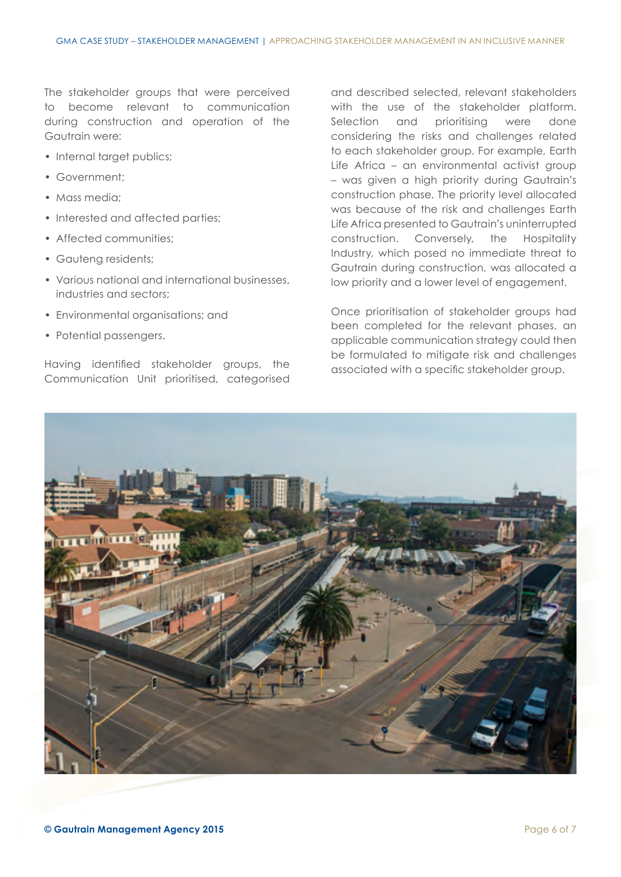The stakeholder groups that were perceived to become relevant to communication during construction and operation of the Gautrain were:

- Internal target publics;
- Government;
- Mass media;
- Interested and affected parties;
- Affected communities;
- Gauteng residents;
- Various national and international businesses, industries and sectors;
- Environmental organisations; and
- Potential passengers.

Having identified stakeholder groups, the Communication Unit prioritised, categorised and described selected, relevant stakeholders with the use of the stakeholder platform. Selection and prioritising were done considering the risks and challenges related to each stakeholder group. For example, Earth Life Africa – an environmental activist group – was given a high priority during Gautrain's construction phase. The priority level allocated was because of the risk and challenges Earth Life Africa presented to Gautrain's uninterrupted construction. Conversely, the Hospitality Industry, which posed no immediate threat to Gautrain during construction, was allocated a low priority and a lower level of engagement.

Once prioritisation of stakeholder groups had been completed for the relevant phases, an applicable communication strategy could then be formulated to mitigate risk and challenges associated with a specific stakeholder group.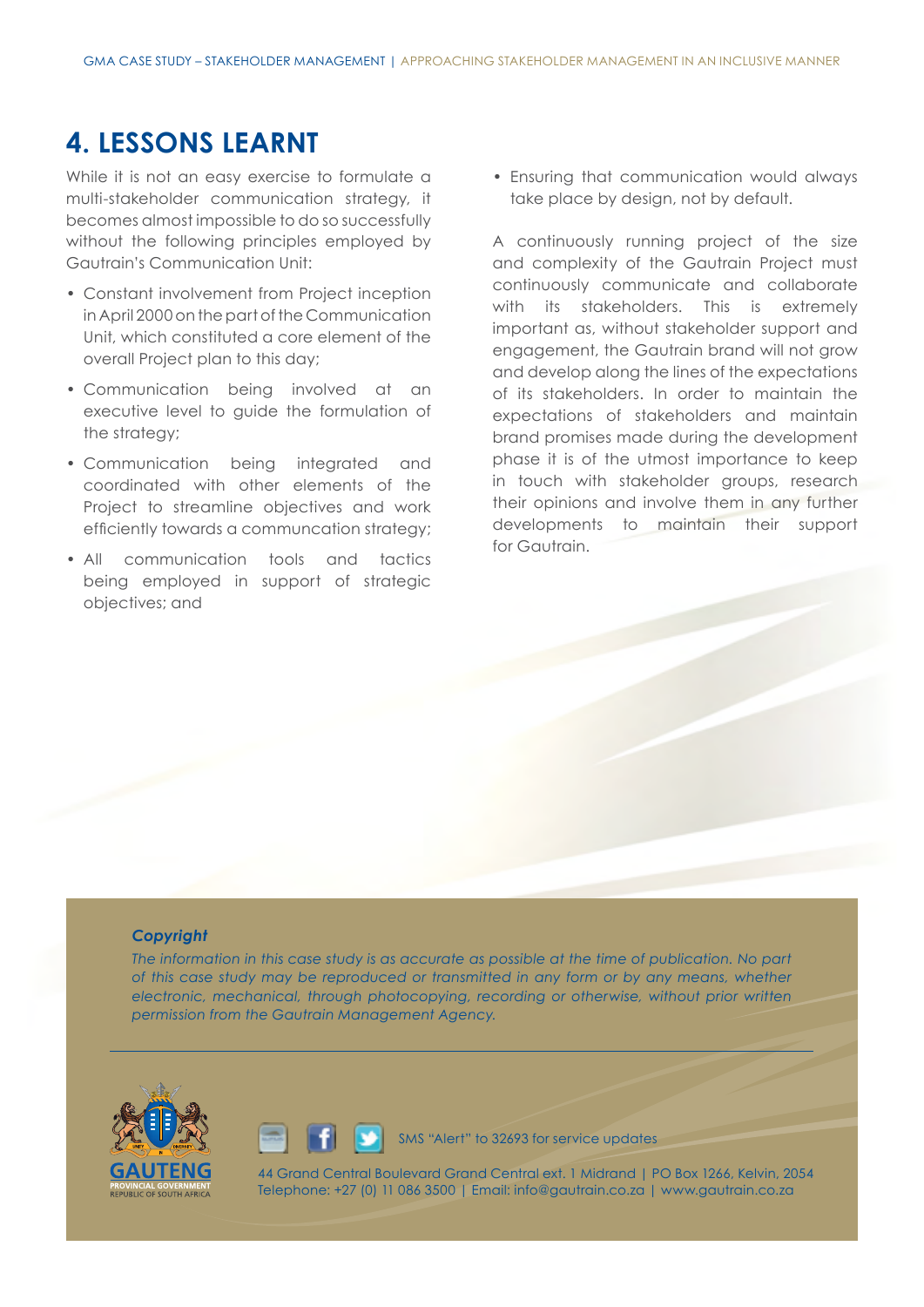# 4. LESSONS LEARNT

While it is not an easy exercise to formulate a multi-stakeholder communication strategy, it becomes almost impossible to do so successfully without the following principles employed by Gautrain's Communication Unit:

- Constant involvement from Project inception in April 2000 on the part of the Communication Unit, which constituted a core element of the overall Project plan to this day;
- Communication being involved at an executive level to guide the formulation of the strategy;
- Communication being integrated and coordinated with other elements of the Project to streamline objectives and work efficiently towards a communcation strategy;
- All communication tools and tactics being employed in support of strategic objectives; and
- Ensuring that communication would always take place by design, not by default.

A continuously running project of the size and complexity of the Gautrain Project must continuously communicate and collaborate with its stakeholders. This is extremely important as, without stakeholder support and engagement, the Gautrain brand will not grow and develop along the lines of the expectations of its stakeholders. In order to maintain the expectations of stakeholders and maintain brand promises made during the development phase it is of the utmost importance to keep in touch with stakeholder groups, research their opinions and involve them in any further developments to maintain their support for Gautrain.

***Copyright***

*The information in this case study is as accurate as possible at the time of publication. No part of this case study may be reproduced or transmitted in any form or by any means, whether electronic, mechanical, through photocopying, recording or otherwise, without prior written permission from the Gautrain Management Agency.*

GAUTENG PROVINCIAL GOVERNMENT
REPUBLIC OF SOUTH AFRICA

SMS "Alert" to 32693 for service updates

44 Grand Central Boulevard Grand Central ext. 1 Midrand | PO Box 1266, Kelvin, 2054
Telephone: +27 (0) 11 086 3500 | Email: info@gautrain.co.za | www.gautrain.co.za